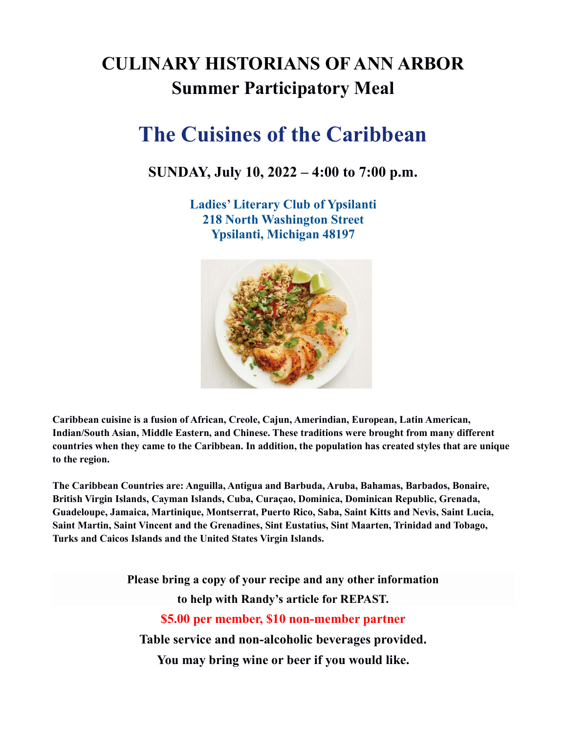# CULINARY HISTORIANS OF ANN ARBOR
## Summer Participatory Meal

# The Cuisines of the Caribbean

### SUNDAY, July 10, 2022 – 4:00 to 7:00 p.m.

**Ladies' Literary Club of Ypsilanti**
**218 North Washington Street**
**Ypsilanti, Michigan 48197**

**Caribbean cuisine is a fusion of African, Creole, Cajun, Amerindian, European, Latin American, Indian/South Asian, Middle Eastern, and Chinese. These traditions were brought from many different countries when they came to the Caribbean. In addition, the population has created styles that are unique to the region.**

**The Caribbean Countries are: Anguilla, Antigua and Barbuda, Aruba, Bahamas, Barbados, Bonaire, British Virgin Islands, Cayman Islands, Cuba, Curaçao, Dominica, Dominican Republic, Grenada, Guadeloupe, Jamaica, Martinique, Montserrat, Puerto Rico, Saba, Saint Kitts and Nevis, Saint Lucia, Saint Martin, Saint Vincent and the Grenadines, Sint Eustatius, Sint Maarten, Trinidad and Tobago, Turks and Caicos Islands and the United States Virgin Islands.**

**Please bring a copy of your recipe and any other information to help with Randy's article for REPAST.**

**$5.00 per member, $10 non-member partner**

**Table service and non-alcoholic beverages provided.**

**You may bring wine or beer if you would like.**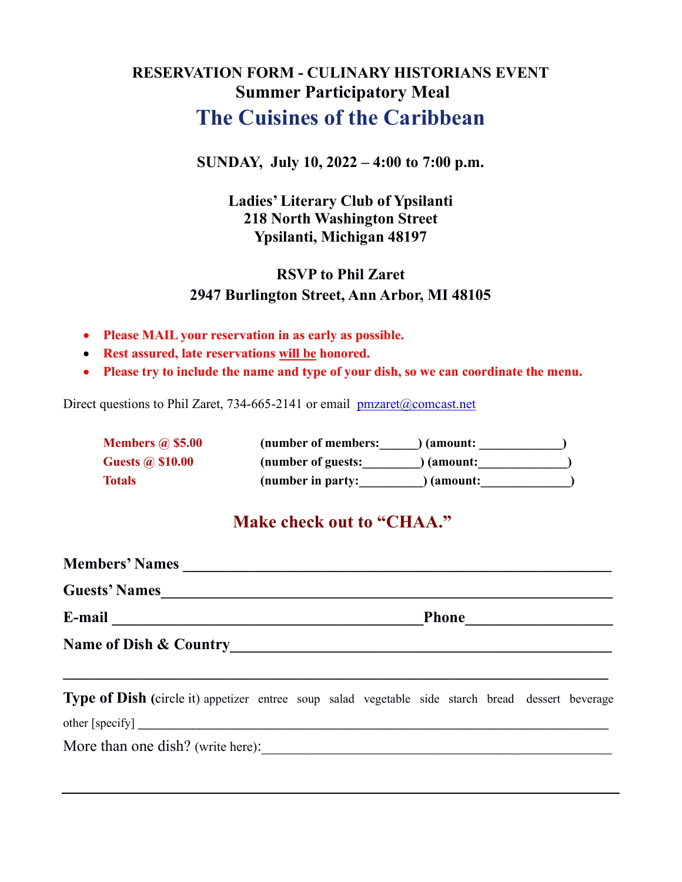# RESERVATION FORM - CULINARY HISTORIANS EVENT

## Summer Participatory Meal

# The Cuisines of the Caribbean

**SUNDAY, July 10, 2022 – 4:00 to 7:00 p.m.**

**Ladies' Literary Club of Ypsilanti**
**218 North Washington Street**
**Ypsilanti, Michigan 48197**

**RSVP to Phil Zaret**
**2947 Burlington Street, Ann Arbor, MI 48105**

- **Please MAIL your reservation in as early as possible.**
- **Rest assured, late reservations <u>will be</u> honored.**
- **Please try to include the name and type of your dish, so we can coordinate the menu.**

Direct questions to Phil Zaret, 734-665-2141 or email pmzaret@comcast.net

| | | |
|---|---|---|
| **Members @ $5.00** | **(number of members:______)** | **(amount: _____________)** |
| **Guests @ $10.00** | **(number of guests:_________)** | **(amount:______________)** |
| **Totals** | **(number in party:__________)** | **(amount:______________)** |

## Make check out to "CHAA."

**Members' Names** ________________________________________________________

**Guests' Names**__________________________________________________________

**E-mail** ________________________________________**Phone**___________________

**Name of Dish & Country**__________________________________________________

____________________________________________________________________________

**Type of Dish** (circle it) appetizer entree soup salad vegetable side starch bread dessert beverage

other [specify] ____________________________________________________________

More than one dish? (write here):_____________________________________________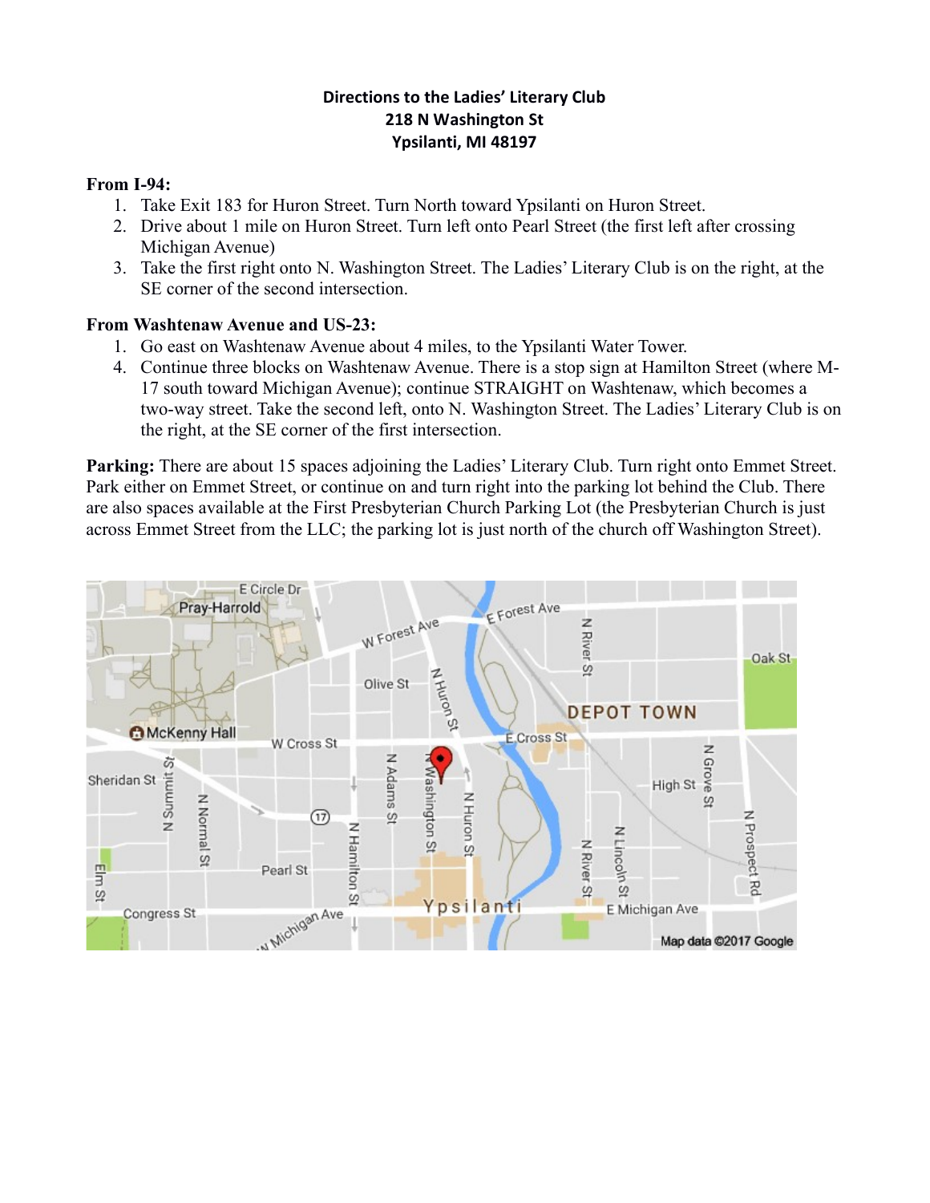**Directions to the Ladies' Literary Club**
**218 N Washington St**
**Ypsilanti, MI 48197**

**From I-94:**

1. Take Exit 183 for Huron Street. Turn North toward Ypsilanti on Huron Street.
2. Drive about 1 mile on Huron Street. Turn left onto Pearl Street (the first left after crossing Michigan Avenue)
3. Take the first right onto N. Washington Street. The Ladies' Literary Club is on the right, at the SE corner of the second intersection.

**From Washtenaw Avenue and US-23:**

1. Go east on Washtenaw Avenue about 4 miles, to the Ypsilanti Water Tower.
4. Continue three blocks on Washtenaw Avenue. There is a stop sign at Hamilton Street (where M-17 south toward Michigan Avenue); continue STRAIGHT on Washtenaw, which becomes a two-way street. Take the second left, onto N. Washington Street. The Ladies' Literary Club is on the right, at the SE corner of the first intersection.

**Parking:** There are about 15 spaces adjoining the Ladies' Literary Club. Turn right onto Emmet Street. Park either on Emmet Street, or continue on and turn right into the parking lot behind the Club. There are also spaces available at the First Presbyterian Church Parking Lot (the Presbyterian Church is just across Emmet Street from the LLC; the parking lot is just north of the church off Washington Street).

E Circle Dr
Pray-Harrold
W Forest Ave
E Forest Ave
N River St
Oak St
Olive St
N Huron St
DEPOT TOWN
McKenny Hall
W Cross St
E Cross St
Sheridan St
N Summit St
N Normal St
N Adams St
N Washington St
N Huron St
High St
N Grove St
17
N Hamilton St
N River St
N Lincoln St
N Prospect Rd
Pearl St
Elm St
Congress St
W Michigan Ave
Ypsilanti
E Michigan Ave
Map data ©2017 Google